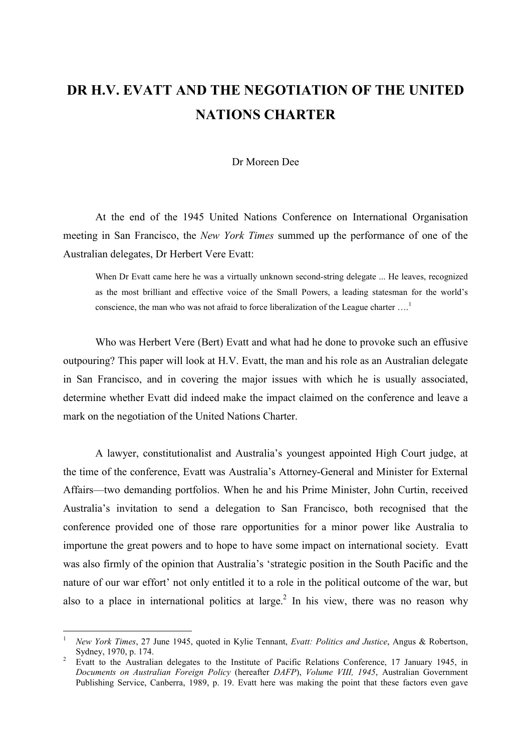# DR H.V. EVATT AND THE NEGOTIATION OF THE UNITED NATIONS CHARTER

Dr Moreen Dee

At the end of the 1945 United Nations Conference on International Organisation meeting in San Francisco, the *New York Times* summed up the performance of one of the Australian delegates, Dr Herbert Vere Evatt:

> When Dr Evatt came here he was a virtually unknown second-string delegate ... He leaves, recognized as the most brilliant and effective voice of the Small Powers, a leading statesman for the world's conscience, the man who was not afraid to force liberalization of the League charter ….[1]

Who was Herbert Vere (Bert) Evatt and what had he done to provoke such an effusive outpouring? This paper will look at H.V. Evatt, the man and his role as an Australian delegate in San Francisco, and in covering the major issues with which he is usually associated, determine whether Evatt did indeed make the impact claimed on the conference and leave a mark on the negotiation of the United Nations Charter.

A lawyer, constitutionalist and Australia's youngest appointed High Court judge, at the time of the conference, Evatt was Australia's Attorney-General and Minister for External Affairs—two demanding portfolios. When he and his Prime Minister, John Curtin, received Australia's invitation to send a delegation to San Francisco, both recognised that the conference provided one of those rare opportunities for a minor power like Australia to importune the great powers and to hope to have some impact on international society. Evatt was also firmly of the opinion that Australia's 'strategic position in the South Pacific and the nature of our war effort' not only entitled it to a role in the political outcome of the war, but also to a place in international politics at large.[2] In his view, there was no reason why

---

[1] *New York Times*, 27 June 1945, quoted in Kylie Tennant, *Evatt: Politics and Justice*, Angus & Robertson, Sydney, 1970, p. 174.

[2] Evatt to the Australian delegates to the Institute of Pacific Relations Conference, 17 January 1945, in *Documents on Australian Foreign Policy* (hereafter *DAFP*), *Volume VIII, 1945*, Australian Government Publishing Service, Canberra, 1989, p. 19. Evatt here was making the point that these factors even gave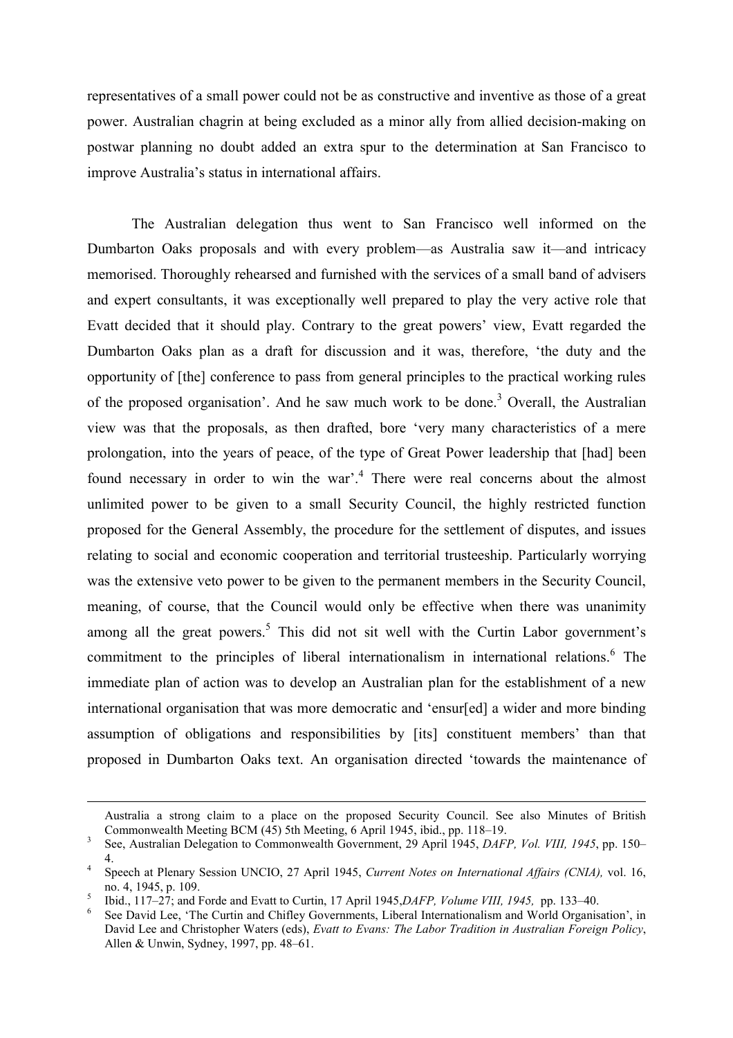representatives of a small power could not be as constructive and inventive as those of a great power. Australian chagrin at being excluded as a minor ally from allied decision-making on postwar planning no doubt added an extra spur to the determination at San Francisco to improve Australia's status in international affairs.

The Australian delegation thus went to San Francisco well informed on the Dumbarton Oaks proposals and with every problem—as Australia saw it—and intricacy memorised. Thoroughly rehearsed and furnished with the services of a small band of advisers and expert consultants, it was exceptionally well prepared to play the very active role that Evatt decided that it should play. Contrary to the great powers' view, Evatt regarded the Dumbarton Oaks plan as a draft for discussion and it was, therefore, 'the duty and the opportunity of [the] conference to pass from general principles to the practical working rules of the proposed organisation'. And he saw much work to be done.[3] Overall, the Australian view was that the proposals, as then drafted, bore 'very many characteristics of a mere prolongation, into the years of peace, of the type of Great Power leadership that [had] been found necessary in order to win the war'.[4] There were real concerns about the almost unlimited power to be given to a small Security Council, the highly restricted function proposed for the General Assembly, the procedure for the settlement of disputes, and issues relating to social and economic cooperation and territorial trusteeship. Particularly worrying was the extensive veto power to be given to the permanent members in the Security Council, meaning, of course, that the Council would only be effective when there was unanimity among all the great powers.[5] This did not sit well with the Curtin Labor government's commitment to the principles of liberal internationalism in international relations.[6] The immediate plan of action was to develop an Australian plan for the establishment of a new international organisation that was more democratic and 'ensur[ed] a wider and more binding assumption of obligations and responsibilities by [its] constituent members' than that proposed in Dumbarton Oaks text. An organisation directed 'towards the maintenance of

---

Australia a strong claim to a place on the proposed Security Council. See also Minutes of British Commonwealth Meeting BCM (45) 5th Meeting, 6 April 1945, ibid., pp. 118–19.

[3] See, Australian Delegation to Commonwealth Government, 29 April 1945, *DAFP, Vol. VIII, 1945*, pp. 150–4.

[4] Speech at Plenary Session UNCIO, 27 April 1945, *Current Notes on International Affairs (CNIA),* vol. 16, no. 4, 1945, p. 109.

[5] Ibid., 117–27; and Forde and Evatt to Curtin, 17 April 1945,*DAFP, Volume VIII, 1945,* pp. 133–40.

[6] See David Lee, 'The Curtin and Chifley Governments, Liberal Internationalism and World Organisation', in David Lee and Christopher Waters (eds), *Evatt to Evans: The Labor Tradition in Australian Foreign Policy*, Allen & Unwin, Sydney, 1997, pp. 48–61.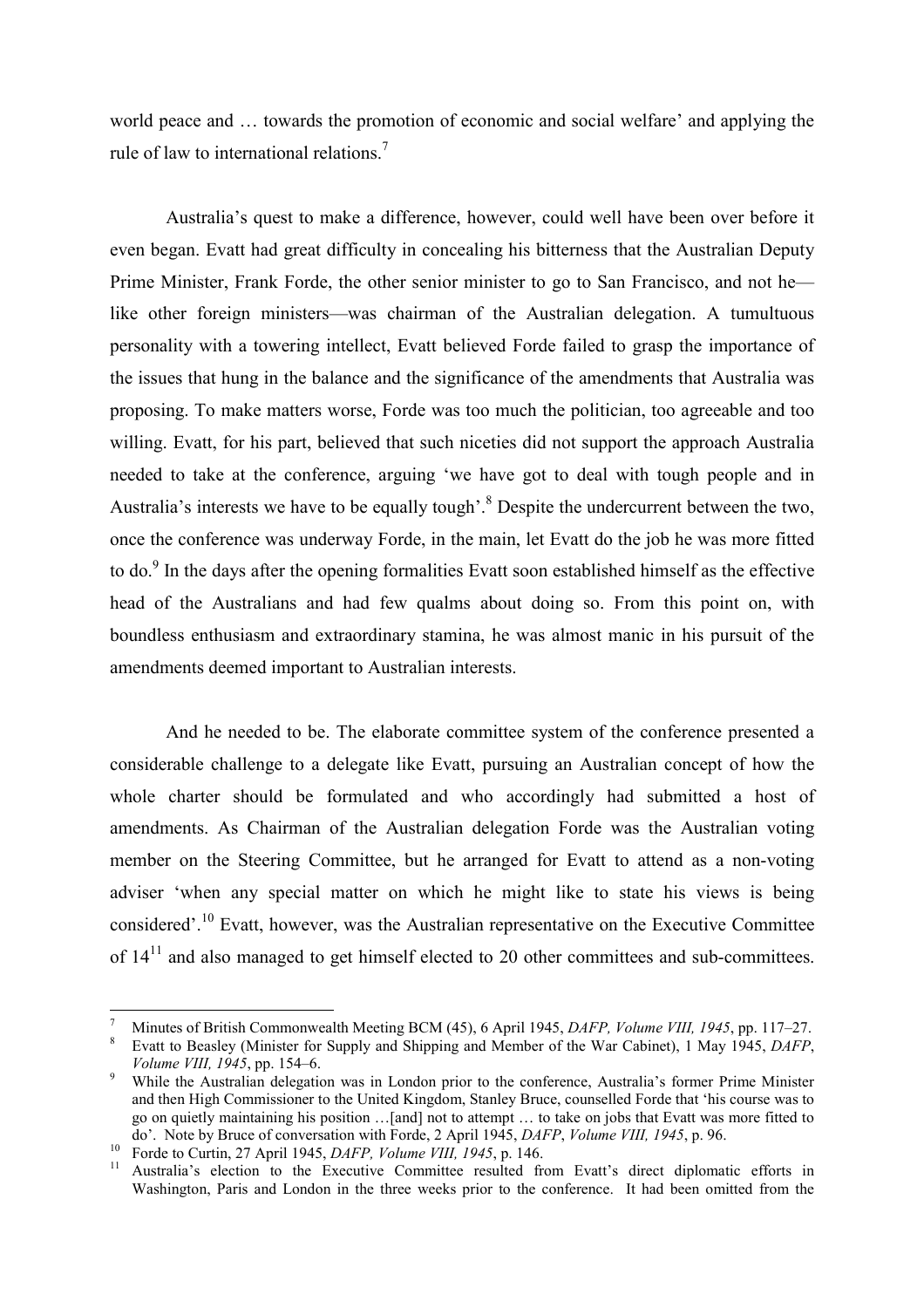world peace and … towards the promotion of economic and social welfare' and applying the rule of law to international relations.[7]

Australia's quest to make a difference, however, could well have been over before it even began. Evatt had great difficulty in concealing his bitterness that the Australian Deputy Prime Minister, Frank Forde, the other senior minister to go to San Francisco, and not he—like other foreign ministers—was chairman of the Australian delegation. A tumultuous personality with a towering intellect, Evatt believed Forde failed to grasp the importance of the issues that hung in the balance and the significance of the amendments that Australia was proposing. To make matters worse, Forde was too much the politician, too agreeable and too willing. Evatt, for his part, believed that such niceties did not support the approach Australia needed to take at the conference, arguing 'we have got to deal with tough people and in Australia's interests we have to be equally tough'.[8] Despite the undercurrent between the two, once the conference was underway Forde, in the main, let Evatt do the job he was more fitted to do.[9] In the days after the opening formalities Evatt soon established himself as the effective head of the Australians and had few qualms about doing so. From this point on, with boundless enthusiasm and extraordinary stamina, he was almost manic in his pursuit of the amendments deemed important to Australian interests.

And he needed to be. The elaborate committee system of the conference presented a considerable challenge to a delegate like Evatt, pursuing an Australian concept of how the whole charter should be formulated and who accordingly had submitted a host of amendments. As Chairman of the Australian delegation Forde was the Australian voting member on the Steering Committee, but he arranged for Evatt to attend as a non-voting adviser 'when any special matter on which he might like to state his views is being considered'.[10] Evatt, however, was the Australian representative on the Executive Committee of 14[11] and also managed to get himself elected to 20 other committees and sub-committees.

---

[7] Minutes of British Commonwealth Meeting BCM (45), 6 April 1945, *DAFP, Volume VIII, 1945*, pp. 117–27.

[8] Evatt to Beasley (Minister for Supply and Shipping and Member of the War Cabinet), 1 May 1945, *DAFP, Volume VIII, 1945*, pp. 154–6.

[9] While the Australian delegation was in London prior to the conference, Australia's former Prime Minister and then High Commissioner to the United Kingdom, Stanley Bruce, counselled Forde that 'his course was to go on quietly maintaining his position …[and] not to attempt … to take on jobs that Evatt was more fitted to do'. Note by Bruce of conversation with Forde, 2 April 1945, *DAFP*, *Volume VIII, 1945*, p. 96.

[10] Forde to Curtin, 27 April 1945, *DAFP, Volume VIII, 1945*, p. 146.

[11] Australia's election to the Executive Committee resulted from Evatt's direct diplomatic efforts in Washington, Paris and London in the three weeks prior to the conference. It had been omitted from the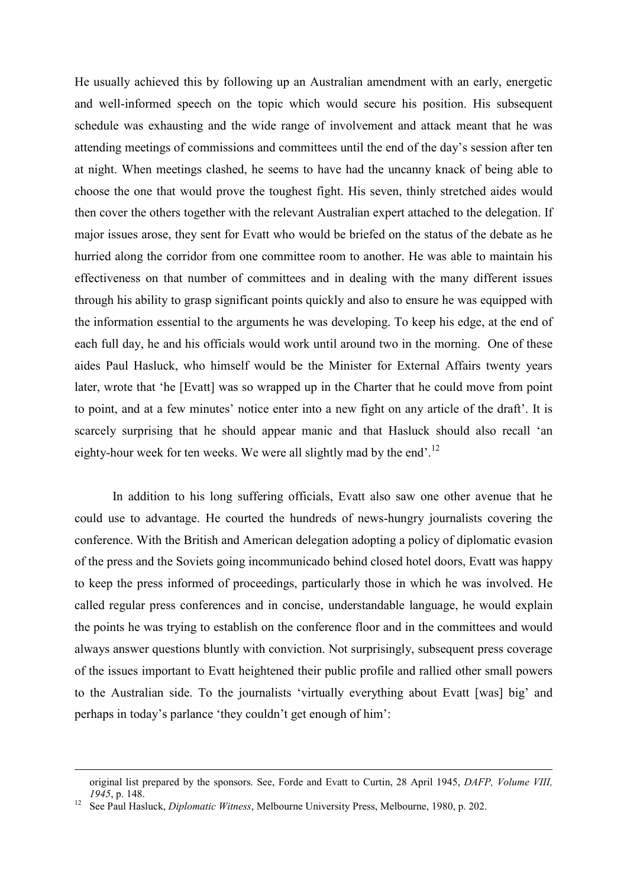He usually achieved this by following up an Australian amendment with an early, energetic and well-informed speech on the topic which would secure his position. His subsequent schedule was exhausting and the wide range of involvement and attack meant that he was attending meetings of commissions and committees until the end of the day's session after ten at night. When meetings clashed, he seems to have had the uncanny knack of being able to choose the one that would prove the toughest fight. His seven, thinly stretched aides would then cover the others together with the relevant Australian expert attached to the delegation. If major issues arose, they sent for Evatt who would be briefed on the status of the debate as he hurried along the corridor from one committee room to another. He was able to maintain his effectiveness on that number of committees and in dealing with the many different issues through his ability to grasp significant points quickly and also to ensure he was equipped with the information essential to the arguments he was developing. To keep his edge, at the end of each full day, he and his officials would work until around two in the morning. One of these aides Paul Hasluck, who himself would be the Minister for External Affairs twenty years later, wrote that 'he [Evatt] was so wrapped up in the Charter that he could move from point to point, and at a few minutes' notice enter into a new fight on any article of the draft'. It is scarcely surprising that he should appear manic and that Hasluck should also recall 'an eighty-hour week for ten weeks. We were all slightly mad by the end'.[12]

In addition to his long suffering officials, Evatt also saw one other avenue that he could use to advantage. He courted the hundreds of news-hungry journalists covering the conference. With the British and American delegation adopting a policy of diplomatic evasion of the press and the Soviets going incommunicado behind closed hotel doors, Evatt was happy to keep the press informed of proceedings, particularly those in which he was involved. He called regular press conferences and in concise, understandable language, he would explain the points he was trying to establish on the conference floor and in the committees and would always answer questions bluntly with conviction. Not surprisingly, subsequent press coverage of the issues important to Evatt heightened their public profile and rallied other small powers to the Australian side. To the journalists 'virtually everything about Evatt [was] big' and perhaps in today's parlance 'they couldn't get enough of him':

---

original list prepared by the sponsors. See, Forde and Evatt to Curtin, 28 April 1945, *DAFP, Volume VIII, 1945*, p. 148.

[12] See Paul Hasluck, *Diplomatic Witness*, Melbourne University Press, Melbourne, 1980, p. 202.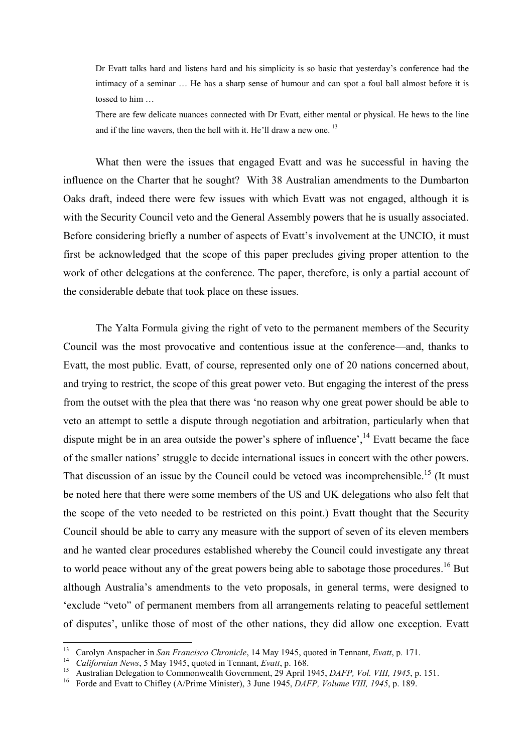> Dr Evatt talks hard and listens hard and his simplicity is so basic that yesterday's conference had the intimacy of a seminar … He has a sharp sense of humour and can spot a foul ball almost before it is tossed to him …
>
> There are few delicate nuances connected with Dr Evatt, either mental or physical. He hews to the line and if the line wavers, then the hell with it. He'll draw a new one.[13]

What then were the issues that engaged Evatt and was he successful in having the influence on the Charter that he sought? With 38 Australian amendments to the Dumbarton Oaks draft, indeed there were few issues with which Evatt was not engaged, although it is with the Security Council veto and the General Assembly powers that he is usually associated. Before considering briefly a number of aspects of Evatt's involvement at the UNCIO, it must first be acknowledged that the scope of this paper precludes giving proper attention to the work of other delegations at the conference. The paper, therefore, is only a partial account of the considerable debate that took place on these issues.

The Yalta Formula giving the right of veto to the permanent members of the Security Council was the most provocative and contentious issue at the conference—and, thanks to Evatt, the most public. Evatt, of course, represented only one of 20 nations concerned about, and trying to restrict, the scope of this great power veto. But engaging the interest of the press from the outset with the plea that there was 'no reason why one great power should be able to veto an attempt to settle a dispute through negotiation and arbitration, particularly when that dispute might be in an area outside the power's sphere of influence',[14] Evatt became the face of the smaller nations' struggle to decide international issues in concert with the other powers. That discussion of an issue by the Council could be vetoed was incomprehensible.[15] (It must be noted here that there were some members of the US and UK delegations who also felt that the scope of the veto needed to be restricted on this point.) Evatt thought that the Security Council should be able to carry any measure with the support of seven of its eleven members and he wanted clear procedures established whereby the Council could investigate any threat to world peace without any of the great powers being able to sabotage those procedures.[16] But although Australia's amendments to the veto proposals, in general terms, were designed to 'exclude "veto" of permanent members from all arrangements relating to peaceful settlement of disputes', unlike those of most of the other nations, they did allow one exception. Evatt

---

13. Carolyn Anspacher in *San Francisco Chronicle*, 14 May 1945, quoted in Tennant, *Evatt*, p. 171.
14. *Californian News*, 5 May 1945, quoted in Tennant, *Evatt*, p. 168.
15. Australian Delegation to Commonwealth Government, 29 April 1945, *DAFP, Vol. VIII, 1945*, p. 151.
16. Forde and Evatt to Chifley (A/Prime Minister), 3 June 1945, *DAFP, Volume VIII, 1945*, p. 189.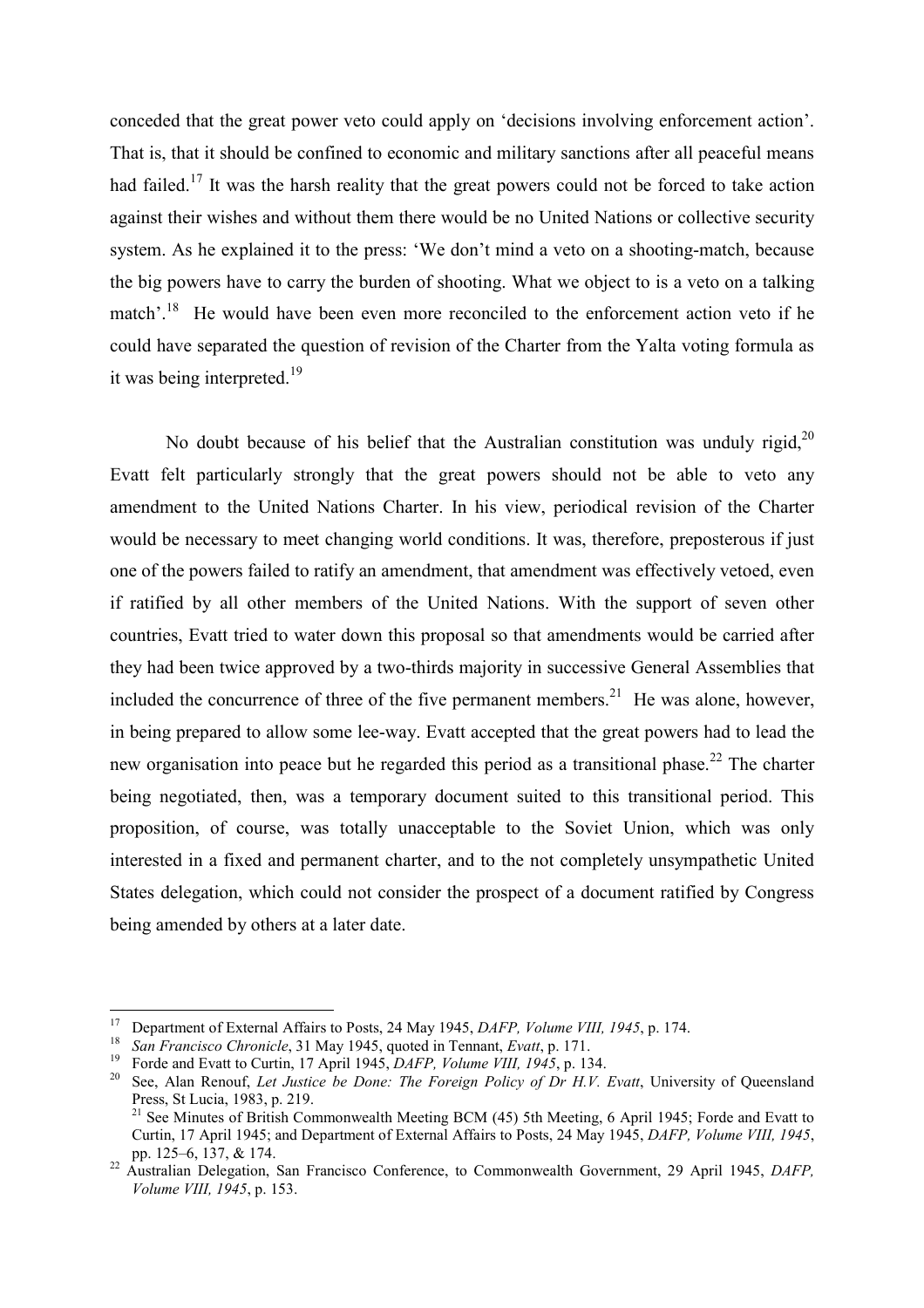conceded that the great power veto could apply on 'decisions involving enforcement action'. That is, that it should be confined to economic and military sanctions after all peaceful means had failed.[17] It was the harsh reality that the great powers could not be forced to take action against their wishes and without them there would be no United Nations or collective security system. As he explained it to the press: 'We don't mind a veto on a shooting-match, because the big powers have to carry the burden of shooting. What we object to is a veto on a talking match'.[18] He would have been even more reconciled to the enforcement action veto if he could have separated the question of revision of the Charter from the Yalta voting formula as it was being interpreted.[19]

No doubt because of his belief that the Australian constitution was unduly rigid,[20] Evatt felt particularly strongly that the great powers should not be able to veto any amendment to the United Nations Charter. In his view, periodical revision of the Charter would be necessary to meet changing world conditions. It was, therefore, preposterous if just one of the powers failed to ratify an amendment, that amendment was effectively vetoed, even if ratified by all other members of the United Nations. With the support of seven other countries, Evatt tried to water down this proposal so that amendments would be carried after they had been twice approved by a two-thirds majority in successive General Assemblies that included the concurrence of three of the five permanent members.[21] He was alone, however, in being prepared to allow some lee-way. Evatt accepted that the great powers had to lead the new organisation into peace but he regarded this period as a transitional phase.[22] The charter being negotiated, then, was a temporary document suited to this transitional period. This proposition, of course, was totally unacceptable to the Soviet Union, which was only interested in a fixed and permanent charter, and to the not completely unsympathetic United States delegation, which could not consider the prospect of a document ratified by Congress being amended by others at a later date.

---

[17] Department of External Affairs to Posts, 24 May 1945, *DAFP, Volume VIII, 1945*, p. 174.

[18] *San Francisco Chronicle*, 31 May 1945, quoted in Tennant, *Evatt*, p. 171.

[19] Forde and Evatt to Curtin, 17 April 1945, *DAFP, Volume VIII, 1945*, p. 134.

[20] See, Alan Renouf, *Let Justice be Done: The Foreign Policy of Dr H.V. Evatt*, University of Queensland Press, St Lucia, 1983, p. 219.

[21] See Minutes of British Commonwealth Meeting BCM (45) 5th Meeting, 6 April 1945; Forde and Evatt to Curtin, 17 April 1945; and Department of External Affairs to Posts, 24 May 1945, *DAFP, Volume VIII, 1945*, pp. 125–6, 137, & 174.

[22] Australian Delegation, San Francisco Conference, to Commonwealth Government, 29 April 1945, *DAFP, Volume VIII, 1945*, p. 153.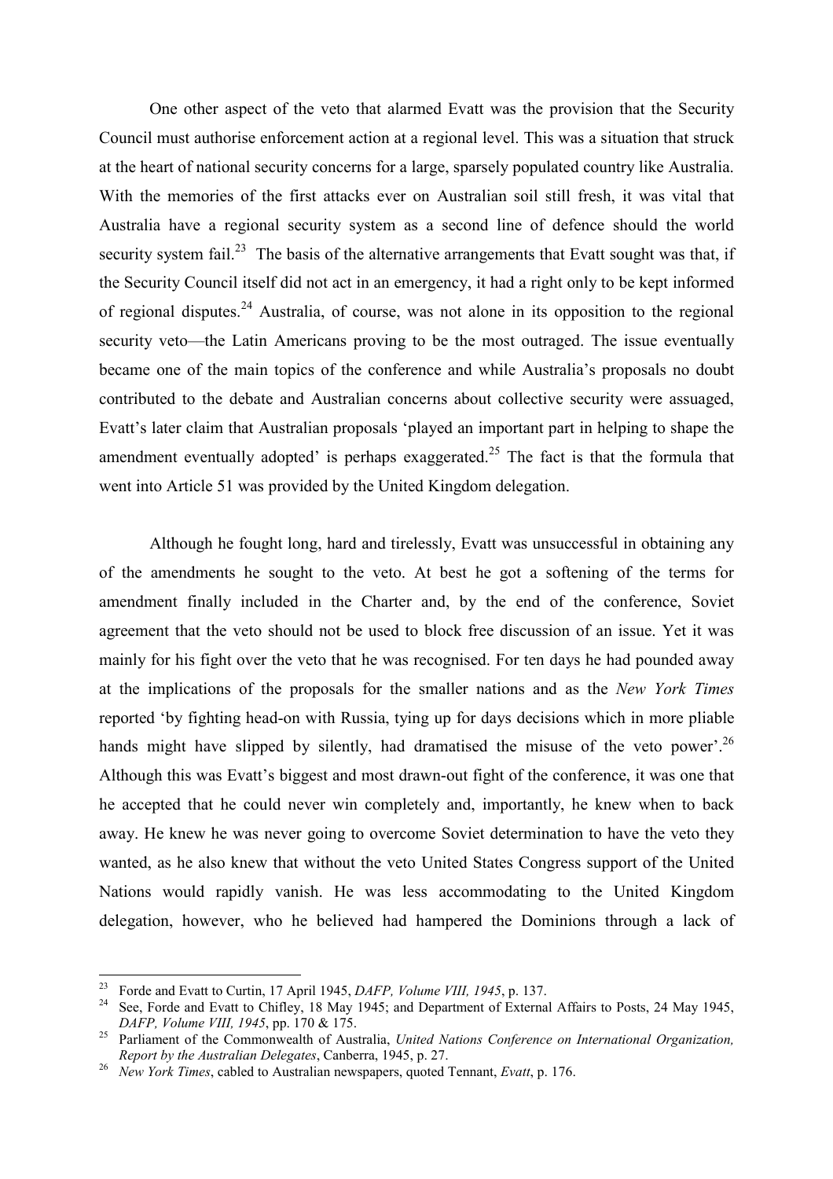One other aspect of the veto that alarmed Evatt was the provision that the Security Council must authorise enforcement action at a regional level. This was a situation that struck at the heart of national security concerns for a large, sparsely populated country like Australia. With the memories of the first attacks ever on Australian soil still fresh, it was vital that Australia have a regional security system as a second line of defence should the world security system fail.[23] The basis of the alternative arrangements that Evatt sought was that, if the Security Council itself did not act in an emergency, it had a right only to be kept informed of regional disputes.[24] Australia, of course, was not alone in its opposition to the regional security veto—the Latin Americans proving to be the most outraged. The issue eventually became one of the main topics of the conference and while Australia's proposals no doubt contributed to the debate and Australian concerns about collective security were assuaged, Evatt's later claim that Australian proposals 'played an important part in helping to shape the amendment eventually adopted' is perhaps exaggerated.[25] The fact is that the formula that went into Article 51 was provided by the United Kingdom delegation.

Although he fought long, hard and tirelessly, Evatt was unsuccessful in obtaining any of the amendments he sought to the veto. At best he got a softening of the terms for amendment finally included in the Charter and, by the end of the conference, Soviet agreement that the veto should not be used to block free discussion of an issue. Yet it was mainly for his fight over the veto that he was recognised. For ten days he had pounded away at the implications of the proposals for the smaller nations and as the *New York Times* reported 'by fighting head-on with Russia, tying up for days decisions which in more pliable hands might have slipped by silently, had dramatised the misuse of the veto power'.[26] Although this was Evatt's biggest and most drawn-out fight of the conference, it was one that he accepted that he could never win completely and, importantly, he knew when to back away. He knew he was never going to overcome Soviet determination to have the veto they wanted, as he also knew that without the veto United States Congress support of the United Nations would rapidly vanish. He was less accommodating to the United Kingdom delegation, however, who he believed had hampered the Dominions through a lack of

---

[23] Forde and Evatt to Curtin, 17 April 1945, *DAFP, Volume VIII, 1945*, p. 137.

[24] See, Forde and Evatt to Chifley, 18 May 1945; and Department of External Affairs to Posts, 24 May 1945, *DAFP, Volume VIII, 1945*, pp. 170 & 175.

[25] Parliament of the Commonwealth of Australia, *United Nations Conference on International Organization, Report by the Australian Delegates*, Canberra, 1945, p. 27.

[26] *New York Times*, cabled to Australian newspapers, quoted Tennant, *Evatt*, p. 176.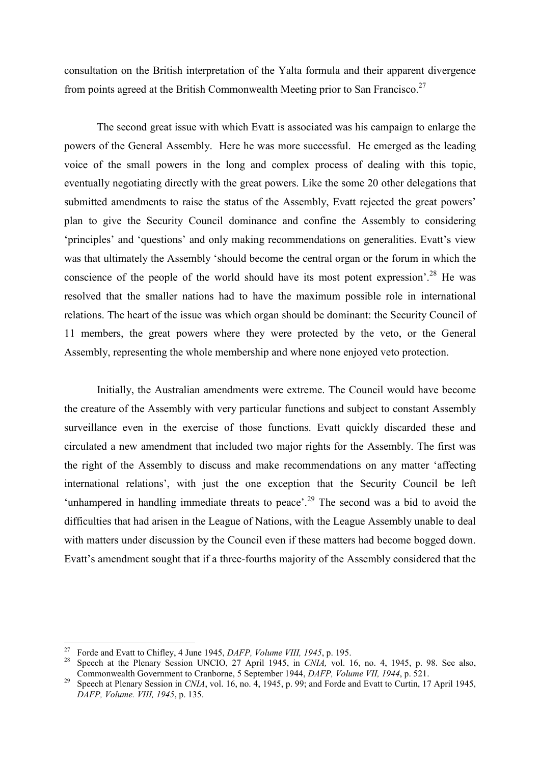consultation on the British interpretation of the Yalta formula and their apparent divergence from points agreed at the British Commonwealth Meeting prior to San Francisco.[27]

The second great issue with which Evatt is associated was his campaign to enlarge the powers of the General Assembly. Here he was more successful. He emerged as the leading voice of the small powers in the long and complex process of dealing with this topic, eventually negotiating directly with the great powers. Like the some 20 other delegations that submitted amendments to raise the status of the Assembly, Evatt rejected the great powers' plan to give the Security Council dominance and confine the Assembly to considering 'principles' and 'questions' and only making recommendations on generalities. Evatt's view was that ultimately the Assembly 'should become the central organ or the forum in which the conscience of the people of the world should have its most potent expression'.[28] He was resolved that the smaller nations had to have the maximum possible role in international relations. The heart of the issue was which organ should be dominant: the Security Council of 11 members, the great powers where they were protected by the veto, or the General Assembly, representing the whole membership and where none enjoyed veto protection.

Initially, the Australian amendments were extreme. The Council would have become the creature of the Assembly with very particular functions and subject to constant Assembly surveillance even in the exercise of those functions. Evatt quickly discarded these and circulated a new amendment that included two major rights for the Assembly. The first was the right of the Assembly to discuss and make recommendations on any matter 'affecting international relations', with just the one exception that the Security Council be left 'unhampered in handling immediate threats to peace'.[29] The second was a bid to avoid the difficulties that had arisen in the League of Nations, with the League Assembly unable to deal with matters under discussion by the Council even if these matters had become bogged down. Evatt's amendment sought that if a three-fourths majority of the Assembly considered that the

---

[27] Forde and Evatt to Chifley, 4 June 1945, *DAFP, Volume VIII, 1945*, p. 195.

[28] Speech at the Plenary Session UNCIO, 27 April 1945, in *CNIA,* vol. 16, no. 4, 1945, p. 98. See also, Commonwealth Government to Cranborne, 5 September 1944, *DAFP, Volume VII, 1944*, p. 521.

[29] Speech at Plenary Session in *CNIA*, vol. 16, no. 4, 1945, p. 99; and Forde and Evatt to Curtin, 17 April 1945, *DAFP, Volume. VIII, 1945*, p. 135.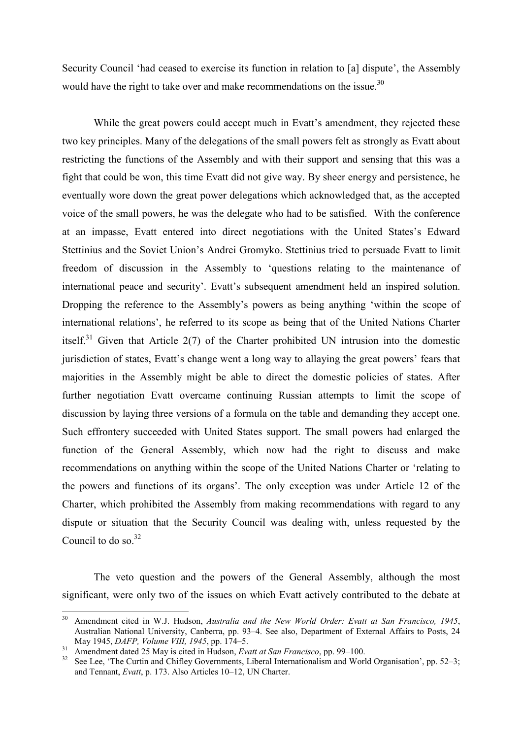Security Council 'had ceased to exercise its function in relation to [a] dispute', the Assembly would have the right to take over and make recommendations on the issue.[30]

While the great powers could accept much in Evatt's amendment, they rejected these two key principles. Many of the delegations of the small powers felt as strongly as Evatt about restricting the functions of the Assembly and with their support and sensing that this was a fight that could be won, this time Evatt did not give way. By sheer energy and persistence, he eventually wore down the great power delegations which acknowledged that, as the accepted voice of the small powers, he was the delegate who had to be satisfied. With the conference at an impasse, Evatt entered into direct negotiations with the United States's Edward Stettinius and the Soviet Union's Andrei Gromyko. Stettinius tried to persuade Evatt to limit freedom of discussion in the Assembly to 'questions relating to the maintenance of international peace and security'. Evatt's subsequent amendment held an inspired solution. Dropping the reference to the Assembly's powers as being anything 'within the scope of international relations', he referred to its scope as being that of the United Nations Charter itself.[31] Given that Article 2(7) of the Charter prohibited UN intrusion into the domestic jurisdiction of states, Evatt's change went a long way to allaying the great powers' fears that majorities in the Assembly might be able to direct the domestic policies of states. After further negotiation Evatt overcame continuing Russian attempts to limit the scope of discussion by laying three versions of a formula on the table and demanding they accept one. Such effrontery succeeded with United States support. The small powers had enlarged the function of the General Assembly, which now had the right to discuss and make recommendations on anything within the scope of the United Nations Charter or 'relating to the powers and functions of its organs'. The only exception was under Article 12 of the Charter, which prohibited the Assembly from making recommendations with regard to any dispute or situation that the Security Council was dealing with, unless requested by the Council to do so.[32]

The veto question and the powers of the General Assembly, although the most significant, were only two of the issues on which Evatt actively contributed to the debate at

---

[30] Amendment cited in W.J. Hudson, *Australia and the New World Order: Evatt at San Francisco, 1945*, Australian National University, Canberra, pp. 93–4. See also, Department of External Affairs to Posts, 24 May 1945, *DAFP, Volume VIII, 1945*, pp. 174–5.

[31] Amendment dated 25 May is cited in Hudson, *Evatt at San Francisco*, pp. 99–100.

[32] See Lee, 'The Curtin and Chifley Governments, Liberal Internationalism and World Organisation', pp. 52–3; and Tennant, *Evatt*, p. 173. Also Articles 10–12, UN Charter.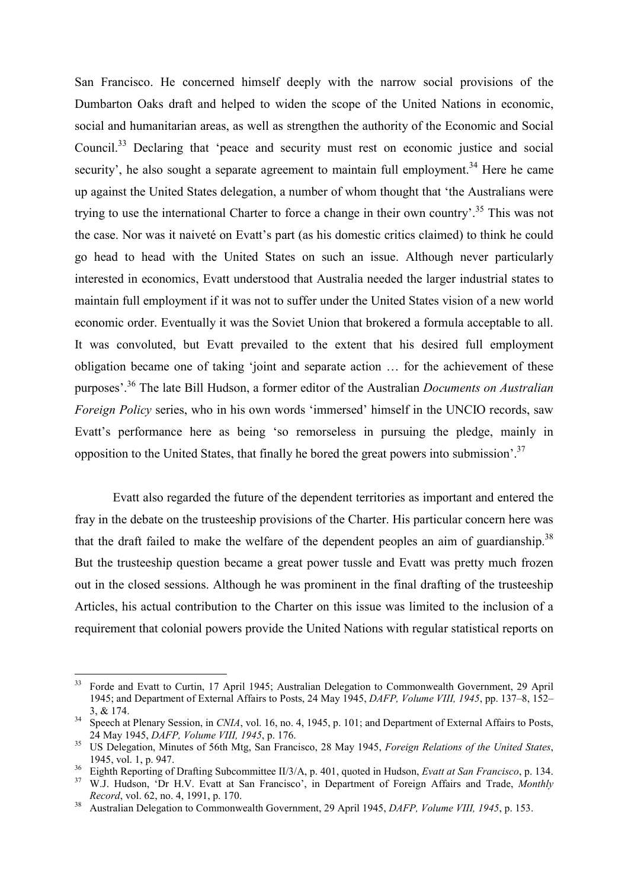San Francisco. He concerned himself deeply with the narrow social provisions of the Dumbarton Oaks draft and helped to widen the scope of the United Nations in economic, social and humanitarian areas, as well as strengthen the authority of the Economic and Social Council.[33] Declaring that 'peace and security must rest on economic justice and social security', he also sought a separate agreement to maintain full employment.[34] Here he came up against the United States delegation, a number of whom thought that 'the Australians were trying to use the international Charter to force a change in their own country'.[35] This was not the case. Nor was it naiveté on Evatt's part (as his domestic critics claimed) to think he could go head to head with the United States on such an issue. Although never particularly interested in economics, Evatt understood that Australia needed the larger industrial states to maintain full employment if it was not to suffer under the United States vision of a new world economic order. Eventually it was the Soviet Union that brokered a formula acceptable to all. It was convoluted, but Evatt prevailed to the extent that his desired full employment obligation became one of taking 'joint and separate action … for the achievement of these purposes'.[36] The late Bill Hudson, a former editor of the Australian *Documents on Australian Foreign Policy* series, who in his own words 'immersed' himself in the UNCIO records, saw Evatt's performance here as being 'so remorseless in pursuing the pledge, mainly in opposition to the United States, that finally he bored the great powers into submission'.[37]

Evatt also regarded the future of the dependent territories as important and entered the fray in the debate on the trusteeship provisions of the Charter. His particular concern here was that the draft failed to make the welfare of the dependent peoples an aim of guardianship.[38] But the trusteeship question became a great power tussle and Evatt was pretty much frozen out in the closed sessions. Although he was prominent in the final drafting of the trusteeship Articles, his actual contribution to the Charter on this issue was limited to the inclusion of a requirement that colonial powers provide the United Nations with regular statistical reports on

---

33 Forde and Evatt to Curtin, 17 April 1945; Australian Delegation to Commonwealth Government, 29 April 1945; and Department of External Affairs to Posts, 24 May 1945, *DAFP, Volume VIII, 1945*, pp. 137–8, 152–3, & 174.

34 Speech at Plenary Session, in *CNIA*, vol. 16, no. 4, 1945, p. 101; and Department of External Affairs to Posts, 24 May 1945, *DAFP, Volume VIII, 1945*, p. 176.

35 US Delegation, Minutes of 56th Mtg, San Francisco, 28 May 1945, *Foreign Relations of the United States*, 1945, vol. 1, p. 947.

36 Eighth Reporting of Drafting Subcommittee II/3/A, p. 401, quoted in Hudson, *Evatt at San Francisco*, p. 134.

37 W.J. Hudson, 'Dr H.V. Evatt at San Francisco', in Department of Foreign Affairs and Trade, *Monthly Record*, vol. 62, no. 4, 1991, p. 170.

38 Australian Delegation to Commonwealth Government, 29 April 1945, *DAFP, Volume VIII, 1945*, p. 153.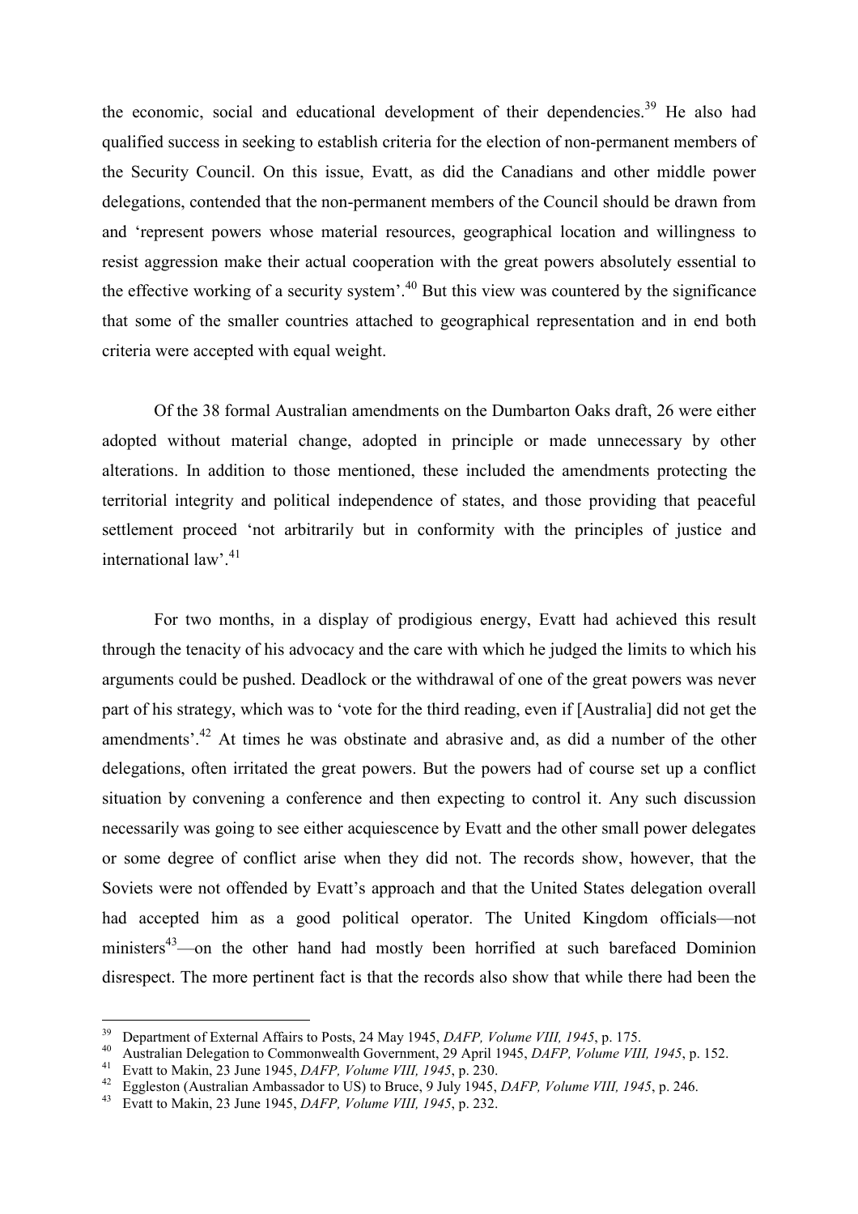the economic, social and educational development of their dependencies.[39] He also had qualified success in seeking to establish criteria for the election of non-permanent members of the Security Council. On this issue, Evatt, as did the Canadians and other middle power delegations, contended that the non-permanent members of the Council should be drawn from and 'represent powers whose material resources, geographical location and willingness to resist aggression make their actual cooperation with the great powers absolutely essential to the effective working of a security system'.[40] But this view was countered by the significance that some of the smaller countries attached to geographical representation and in end both criteria were accepted with equal weight.

Of the 38 formal Australian amendments on the Dumbarton Oaks draft, 26 were either adopted without material change, adopted in principle or made unnecessary by other alterations. In addition to those mentioned, these included the amendments protecting the territorial integrity and political independence of states, and those providing that peaceful settlement proceed 'not arbitrarily but in conformity with the principles of justice and international law'.[41]

For two months, in a display of prodigious energy, Evatt had achieved this result through the tenacity of his advocacy and the care with which he judged the limits to which his arguments could be pushed. Deadlock or the withdrawal of one of the great powers was never part of his strategy, which was to 'vote for the third reading, even if [Australia] did not get the amendments'.[42] At times he was obstinate and abrasive and, as did a number of the other delegations, often irritated the great powers. But the powers had of course set up a conflict situation by convening a conference and then expecting to control it. Any such discussion necessarily was going to see either acquiescence by Evatt and the other small power delegates or some degree of conflict arise when they did not. The records show, however, that the Soviets were not offended by Evatt's approach and that the United States delegation overall had accepted him as a good political operator. The United Kingdom officials—not ministers[43]—on the other hand had mostly been horrified at such barefaced Dominion disrespect. The more pertinent fact is that the records also show that while there had been the

---

[39] Department of External Affairs to Posts, 24 May 1945, *DAFP, Volume VIII, 1945*, p. 175.

[40] Australian Delegation to Commonwealth Government, 29 April 1945, *DAFP, Volume VIII, 1945*, p. 152.

[41] Evatt to Makin, 23 June 1945, *DAFP, Volume VIII, 1945*, p. 230.

[42] Eggleston (Australian Ambassador to US) to Bruce, 9 July 1945, *DAFP, Volume VIII, 1945*, p. 246.

[43] Evatt to Makin, 23 June 1945, *DAFP, Volume VIII, 1945*, p. 232.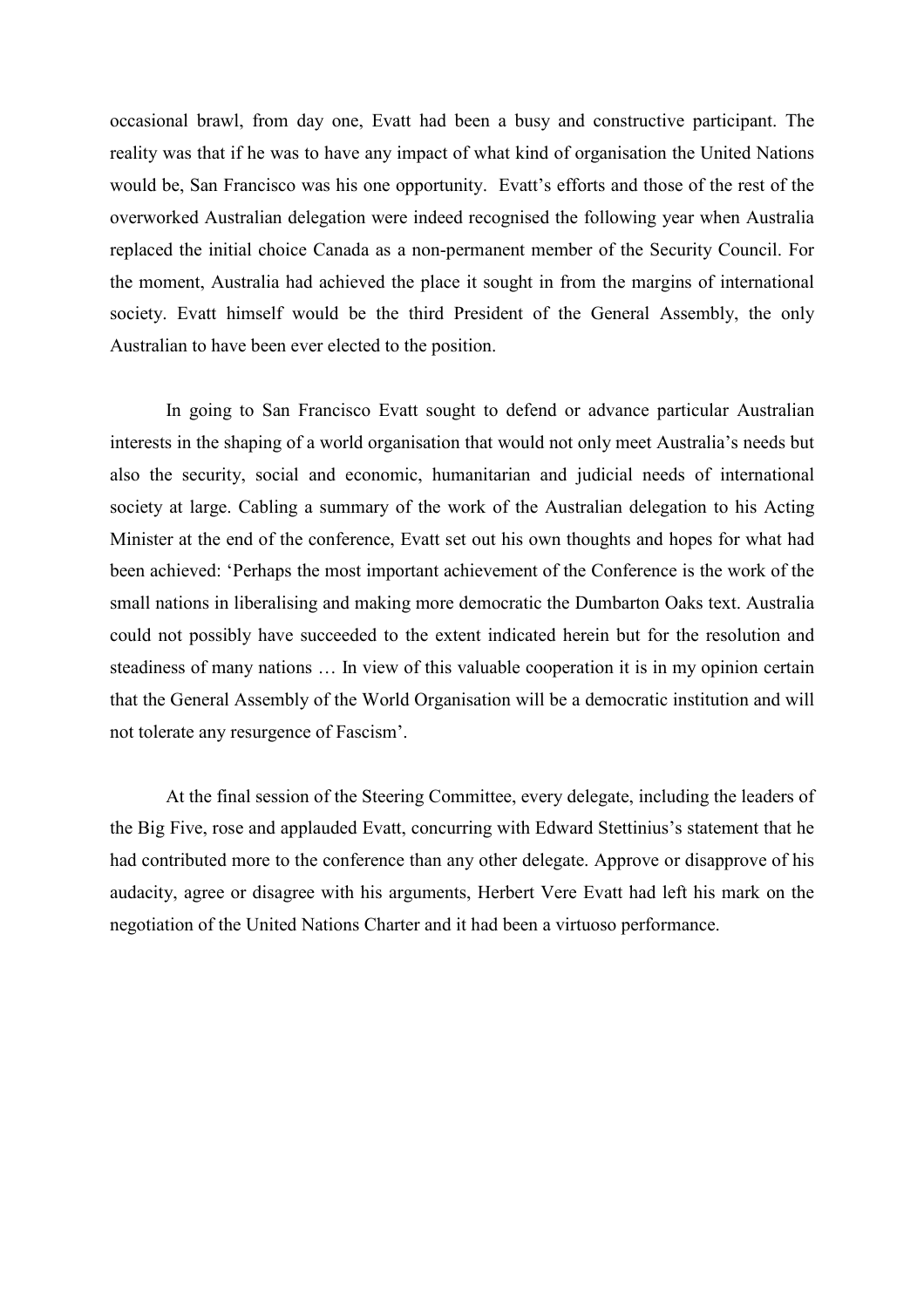occasional brawl, from day one, Evatt had been a busy and constructive participant. The reality was that if he was to have any impact of what kind of organisation the United Nations would be, San Francisco was his one opportunity. Evatt's efforts and those of the rest of the overworked Australian delegation were indeed recognised the following year when Australia replaced the initial choice Canada as a non-permanent member of the Security Council. For the moment, Australia had achieved the place it sought in from the margins of international society. Evatt himself would be the third President of the General Assembly, the only Australian to have been ever elected to the position.

In going to San Francisco Evatt sought to defend or advance particular Australian interests in the shaping of a world organisation that would not only meet Australia's needs but also the security, social and economic, humanitarian and judicial needs of international society at large. Cabling a summary of the work of the Australian delegation to his Acting Minister at the end of the conference, Evatt set out his own thoughts and hopes for what had been achieved: 'Perhaps the most important achievement of the Conference is the work of the small nations in liberalising and making more democratic the Dumbarton Oaks text. Australia could not possibly have succeeded to the extent indicated herein but for the resolution and steadiness of many nations … In view of this valuable cooperation it is in my opinion certain that the General Assembly of the World Organisation will be a democratic institution and will not tolerate any resurgence of Fascism'.

At the final session of the Steering Committee, every delegate, including the leaders of the Big Five, rose and applauded Evatt, concurring with Edward Stettinius's statement that he had contributed more to the conference than any other delegate. Approve or disapprove of his audacity, agree or disagree with his arguments, Herbert Vere Evatt had left his mark on the negotiation of the United Nations Charter and it had been a virtuoso performance.